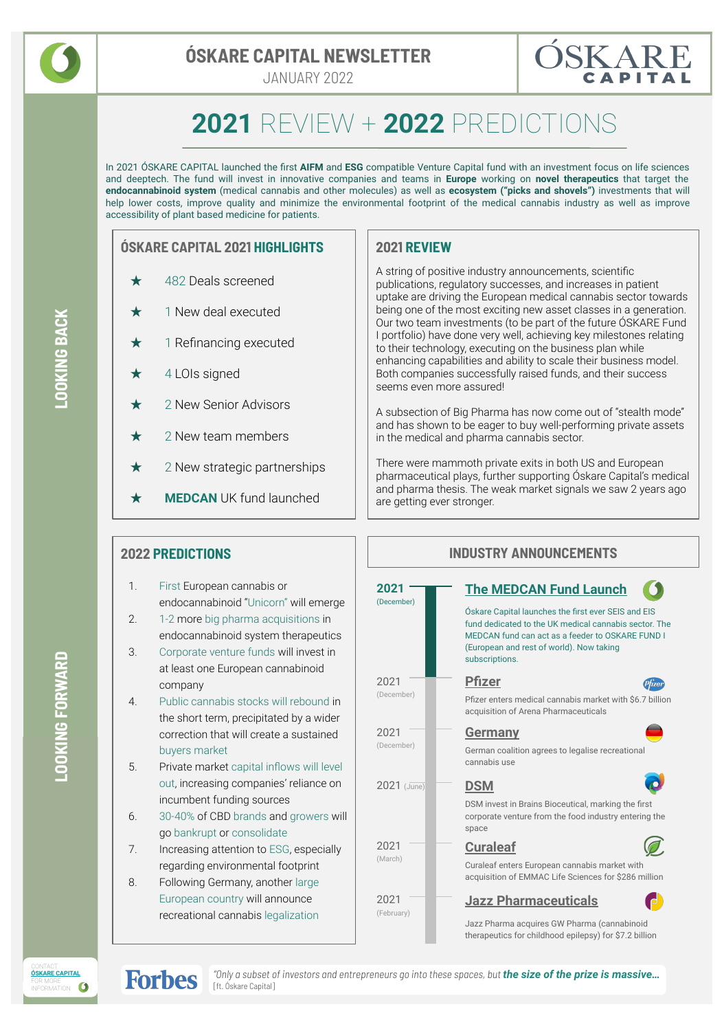# ÓSKARE CAPITAL NEWSLETTER

JANUARY 2022

# 2021 REVIEW + 2022 PREDICTIONS

In 2021 ÓSKARE CAPITAL launched the first **AIFM** and **ESG** compatible Venture Capital fund with an investment focus on life sciences and deeptech. The fund will invest in innovative companies and teams in **Europe** working on **novel therapeutics** that target the **endocannabinoid system** (medical cannabis and other molecules) as well as **ecosystem ("picks and shovels")** investments that will help lower costs, improve quality and minimize the environmental footprint of the medical cannabis industry as well as improve accessibility of plant based medicine for patients.

## LOOKING BACK

### ÓSKARE CAPITAL 2021 HIGHLIGHTS

- ★ 482 Deals screened
- ★ 1 New deal executed
- ★ 1 Refinancing executed
- ★ 4 LOIs signed
- ★ 2 New Senior Advisors
- ★ 2 New team members
- ★ 2 New strategic partnerships
- ★ **MEDCAN** UK fund launched

### 2021 REVIEW

A string of positive industry announcements, scientific publications, regulatory successes, and increases in patient uptake are driving the European medical cannabis sector towards being one of the most exciting new asset classes in a generation. Our two team investments (to be part of the future ÓSKARE Fund I portfolio) have done very well, achieving key milestones relating to their technology, executing on the business plan while enhancing capabilities and ability to scale their business model. Both companies successfully raised funds, and their success seems even more assured!

A subsection of Big Pharma has now come out of "stealth mode" and has shown to be eager to buy well-performing private assets in the medical and pharma cannabis sector.

There were mammoth private exits in both US and European pharmaceutical plays, further supporting Óskare Capital's medical and pharma thesis. The weak market signals we saw 2 years ago are getting ever stronger.

## LOOKING FORWARD

### 2022 PREDICTIONS

1. First European cannabis or endocannabinoid "Unicorn" will emerge
2. 1-2 more big pharma acquisitions in endocannabinoid system therapeutics
3. Corporate venture funds will invest in at least one European cannabinoid company
4. Public cannabis stocks will rebound in the short term, precipitated by a wider correction that will create a sustained buyers market
5. Private market capital inflows will level out, increasing companies' reliance on incumbent funding sources
6. 30-40% of CBD brands and growers will go bankrupt or consolidate
7. Increasing attention to ESG, especially regarding environmental footprint
8. Following Germany, another large European country will announce recreational cannabis legalization

### INDUSTRY ANNOUNCEMENTS

**2021 (December) — The MEDCAN Fund Launch**

Óskare Capital launches the first ever SEIS and EIS fund dedicated to the UK medical cannabis sector. The MEDCAN fund can act as a feeder to OSKARE FUND I (European and rest of world). Now taking subscriptions.

**2021 (December) — Pfizer**

Pfizer enters medical cannabis market with $6.7 billion acquisition of Arena Pharmaceuticals

**2021 (December) — Germany**

German coalition agrees to legalise recreational cannabis use

**2021 (June) — DSM**

DSM invest in Brains Bioceutical, marking the first corporate venture from the food industry entering the space

**2021 (March) — Curaleaf**

Curaleaf enters European cannabis market with acquisition of EMMAC Life Sciences for $286 million

**2021 (February) — Jazz Pharmaceuticals**

Jazz Pharma acquires GW Pharma (cannabinoid therapeutics for childhood epilepsy) for $7.2 billion

---

Forbes — *"Only a subset of investors and entrepreneurs go into these spaces, but* ***the size of the prize is massive...*** [ft. Óskare Capital]

CONTACT **ÓSKARE CAPITAL** FOR MORE INFORMATION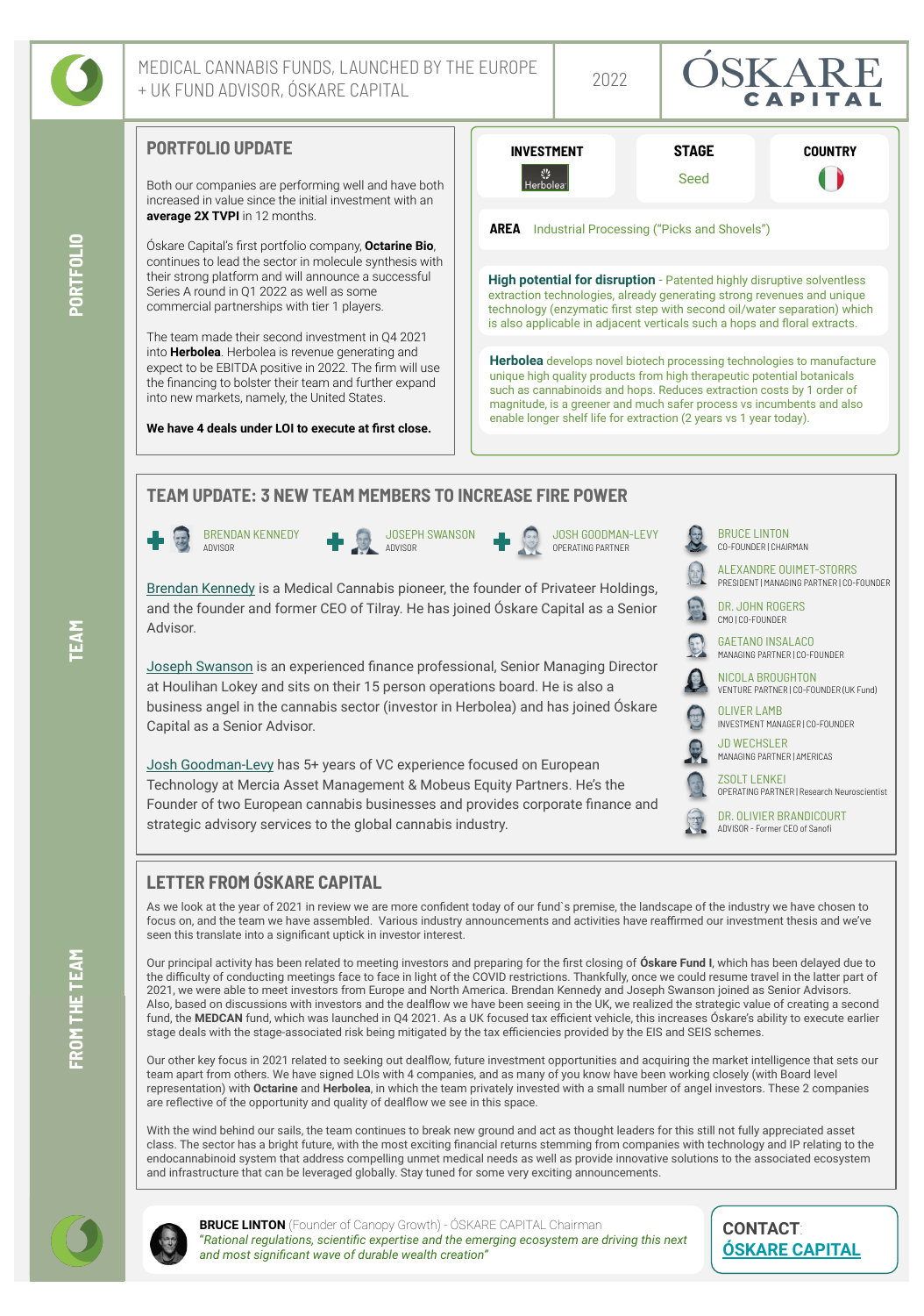MEDICAL CANNABIS FUNDS, LAUNCHED BY THE EUROPE + UK FUND ADVISOR, ÓSKARE CAPITAL

2022

ÓSKARE CAPITAL

PORTFOLIO

## PORTFOLIO UPDATE

Both our companies are performing well and have both increased in value since the initial investment with an **average 2X TVPI** in 12 months.

Óskare Capital's first portfolio company, **Octarine Bio**, continues to lead the sector in molecule synthesis with their strong platform and will announce a successful Series A round in Q1 2022 as well as some commercial partnerships with tier 1 players.

The team made their second investment in Q4 2021 into **Herbolea**. Herbolea is revenue generating and expect to be EBITDA positive in 2022. The firm will use the financing to bolster their team and further expand into new markets, namely, the United States.

**We have 4 deals under LOI to execute at first close.**

| INVESTMENT | STAGE | COUNTRY |
|---|---|---|
| Herbolea | Seed | |

**AREA** Industrial Processing ("Picks and Shovels")

**High potential for disruption** - Patented highly disruptive solventless extraction technologies, already generating strong revenues and unique technology (enzymatic first step with second oil/water separation) which is also applicable in adjacent verticals such a hops and floral extracts.

**Herbolea** develops novel biotech processing technologies to manufacture unique high quality products from high therapeutic potential botanicals such as cannabinoids and hops. Reduces extraction costs by 1 order of magnitude, is a greener and much safer process vs incumbents and also enable longer shelf life for extraction (2 years vs 1 year today).

TEAM

## TEAM UPDATE: 3 NEW TEAM MEMBERS TO INCREASE FIRE POWER

- BRENDAN KENNEDY — ADVISOR
- JOSEPH SWANSON — ADVISOR
- JOSH GOODMAN-LEVY — OPERATING PARTNER

Brendan Kennedy is a Medical Cannabis pioneer, the founder of Privateer Holdings, and the founder and former CEO of Tilray. He has joined Óskare Capital as a Senior Advisor.

Joseph Swanson is an experienced finance professional, Senior Managing Director at Houlihan Lokey and sits on their 15 person operations board. He is also a business angel in the cannabis sector (investor in Herbolea) and has joined Óskare Capital as a Senior Advisor.

Josh Goodman-Levy has 5+ years of VC experience focused on European Technology at Mercia Asset Management & Mobeus Equity Partners. He's the Founder of two European cannabis businesses and provides corporate finance and strategic advisory services to the global cannabis industry.

- BRUCE LINTON — CO-FOUNDER | CHAIRMAN
- ALEXANDRE OUIMET-STORRS — PRESIDENT | MANAGING PARTNER | CO-FOUNDER
- DR. JOHN ROGERS — CMO | CO-FOUNDER
- GAETANO INSALACO — MANAGING PARTNER | CO-FOUNDER
- NICOLA BROUGHTON — VENTURE PARTNER | CO-FOUNDER (UK Fund)
- OLIVER LAMB — INVESTMENT MANAGER | CO-FOUNDER
- JD WECHSLER — MANAGING PARTNER | AMERICAS
- ZSOLT LENKEI — OPERATING PARTNER | Research Neuroscientist
- DR. OLIVIER BRANDICOURT — ADVISOR - Former CEO of Sanofi

FROM THE TEAM

## LETTER FROM ÓSKARE CAPITAL

As we look at the year of 2021 in review we are more confident today of our fund`s premise, the landscape of the industry we have chosen to focus on, and the team we have assembled. Various industry announcements and activities have reaffirmed our investment thesis and we've seen this translate into a significant uptick in investor interest.

Our principal activity has been related to meeting investors and preparing for the first closing of **Óskare Fund I**, which has been delayed due to the difficulty of conducting meetings face to face in light of the COVID restrictions. Thankfully, once we could resume travel in the latter part of 2021, we were able to meet investors from Europe and North America. Brendan Kennedy and Joseph Swanson joined as Senior Advisors. Also, based on discussions with investors and the dealflow we have been seeing in the UK, we realized the strategic value of creating a second fund, the **MEDCAN** fund, which was launched in Q4 2021. As a UK focused tax efficient vehicle, this increases Óskare's ability to execute earlier stage deals with the stage-associated risk being mitigated by the tax efficiencies provided by the EIS and SEIS schemes.

Our other key focus in 2021 related to seeking out dealflow, future investment opportunities and acquiring the market intelligence that sets our team apart from others. We have signed LOIs with 4 companies, and as many of you know have been working closely (with Board level representation) with **Octarine** and **Herbolea**, in which the team privately invested with a small number of angel investors. These 2 companies are reflective of the opportunity and quality of dealflow we see in this space.

With the wind behind our sails, the team continues to break new ground and act as thought leaders for this still not fully appreciated asset class. The sector has a bright future, with the most exciting financial returns stemming from companies with technology and IP relating to the endocannabinoid system that address compelling unmet medical needs as well as provide innovative solutions to the associated ecosystem and infrastructure that can be leveraged globally. Stay tuned for some very exciting announcements.

**BRUCE LINTON** (Founder of Canopy Growth) - ÓSKARE CAPITAL Chairman
*"Rational regulations, scientific expertise and the emerging ecosystem are driving this next and most significant wave of durable wealth creation"*

**CONTACT:**
**ÓSKARE CAPITAL**